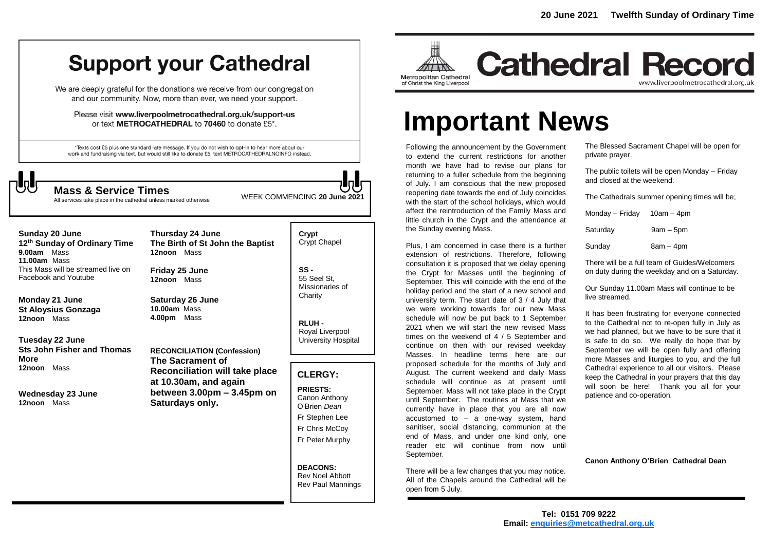# Support your Cathedral

We are deeply grateful for the donations we receive from our congregation and our community. Now, more than ever, we need your support.

Please visit **www.liverpoolmetrocathedral.org.uk/support-us** or text **METROCATHEDRAL** to **70460** to donate £5*.

*Texts cost £5 plus one standard rate message. If you do not wish to opt-in to hear more about our work and fundraising via text, but would still like to donate £5, text METROCATHEDRALNOINFO instead.

## Mass & Service Times

All services take place in the cathedral unless marked otherwise

WEEK COMMENCING **20 June 2021**

**Sunday 20 June**
**12th Sunday of Ordinary Time**
**9.00am** Mass
**11.00am** Mass
This Mass will be streamed live on Facebook and Youtube

**Monday 21 June**
**St Aloysius Gonzaga**
**12noon** Mass

**Tuesday 22 June**
**Sts John Fisher and Thomas More**
**12noon** Mass

**Wednesday 23 June**
**12noon** Mass

**Thursday 24 June**
**The Birth of St John the Baptist**
**12noon** Mass

**Friday 25 June**
**12noon** Mass

**Saturday 26 June**
**10.00am** Mass
**4.00pm** Mass

**RECONCILIATION (Confession)**
**The Sacrament of Reconciliation will take place at 10.30am, and again between 3.00pm – 3.45pm on Saturdays only.**

**Crypt**
Crypt Chapel

**SS -**
55 Seel St, Missionaries of Charity

**RLUH -**
Royal Liverpool University Hospital

## CLERGY:

**PRIESTS:**
Canon Anthony O'Brien *Dean*
Fr Stephen Lee
Fr Chris McCoy
Fr Peter Murphy

**DEACONS:**
Rev Noel Abbott
Rev Paul Mannings

**20 June 2021 Twelfth Sunday of Ordinary Time**

Metropolitan Cathedral of Christ the King Liverpool

# Cathedral Record

www.liverpoolmetrocathedral.org.uk

# Important News

Following the announcement by the Government to extend the current restrictions for another month we have had to revise our plans for returning to a fuller schedule from the beginning of July. I am conscious that the new proposed reopening date towards the end of July coincides with the start of the school holidays, which would affect the reintroduction of the Family Mass and little church in the Crypt and the attendance at the Sunday evening Mass.

Plus, I am concerned in case there is a further extension of restrictions. Therefore, following consultation it is proposed that we delay opening the Crypt for Masses until the beginning of September. This will coincide with the end of the holiday period and the start of a new school and university term. The start date of 3 / 4 July that we were working towards for our new Mass schedule will now be put back to 1 September 2021 when we will start the new revised Mass times on the weekend of 4 / 5 September and continue on then with our revised weekday Masses. In headline terms here are our proposed schedule for the months of July and August. The current weekend and daily Mass schedule will continue as at present until September. Mass will not take place in the Crypt until September. The routines at Mass that we currently have in place that you are all now accustomed to – a one-way system, hand sanitiser, social distancing, communion at the end of Mass, and under one kind only, one reader etc will continue from now until September.

There will be a few changes that you may notice. All of the Chapels around the Cathedral will be open from 5 July.

The Blessed Sacrament Chapel will be open for private prayer.

The public toilets will be open Monday – Friday and closed at the weekend.

The Cathedrals summer opening times will be;

| | |
|---|---|
| Monday – Friday | 10am – 4pm |
| Saturday | 9am – 5pm |
| Sunday | 8am – 4pm |

There will be a full team of Guides/Welcomers on duty during the weekday and on a Saturday.

Our Sunday 11.00am Mass will continue to be live streamed.

It has been frustrating for everyone connected to the Cathedral not to re-open fully in July as we had planned, but we have to be sure that it is safe to do so. We really do hope that by September we will be open fully and offering more Masses and liturgies to you, and the full Cathedral experience to all our visitors. Please keep the Cathedral in your prayers that this day will soon be here! Thank you all for your patience and co-operation.

**Canon Anthony O'Brien Cathedral Dean**

**Tel: 0151 709 9222**
**Email: enquiries@metcathedral.org.uk**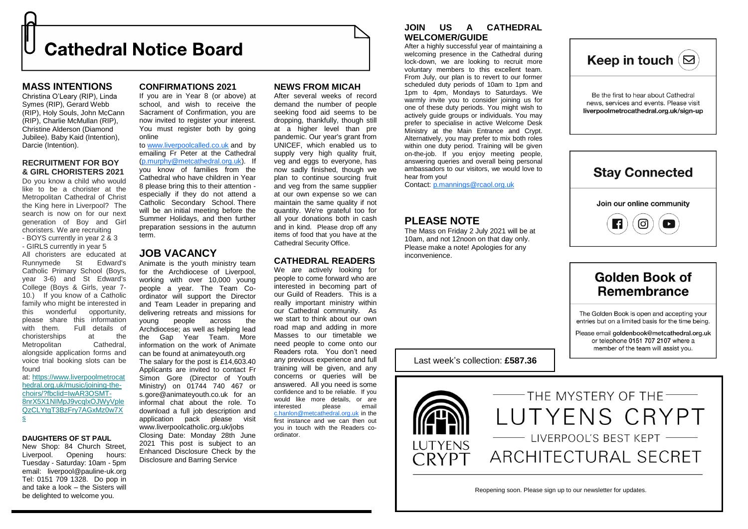# Cathedral Notice Board

## MASS INTENTIONS

Christina O'Leary (RIP), Linda Symes (RIP), Gerard Webb (RIP), Holy Souls, John McCann (RIP), Charlie McMullan (RIP), Christine Alderson (Diamond Jubilee). Baby Kaid (Intention), Darcie (Intention).

### RECRUITMENT FOR BOY & GIRL CHORISTERS 2021

Do you know a child who would like to be a chorister at the Metropolitan Cathedral of Christ the King here in Liverpool? The search is now on for our next generation of Boy and Girl choristers. We are recruiting

- BOYS currently in year 2 & 3
- GIRLS currently in year 5

All choristers are educated at Runnymede St Edward's Catholic Primary School (Boys, year 3-6) and St Edward's College (Boys & Girls, year 7-10.) If you know of a Catholic family who might be interested in this wonderful opportunity, please share this information with them. Full details of choristerships at the Metropolitan Cathedral, alongside application forms and voice trial booking slots can be found at: https://www.liverpoolmetrocathedral.org.uk/music/joining-the-choirs/?fbclid=IwAR3OSMT-8nrX5X1NIMpJ9vcqlxOJWyVpleQzCLYtgT3BzFry7AGxMz0w7Xs

### DAUGHTERS OF ST PAUL

New Shop: 84 Church Street, Liverpool. Opening hours: Tuesday - Saturday: 10am - 5pm email: liverpool@pauline-uk.org Tel: 0151 709 1328. Do pop in and take a look – the Sisters will be delighted to welcome you.

## CONFIRMATIONS 2021

If you are in Year 8 (or above) at school, and wish to receive the Sacrament of Confirmation, you are now invited to register your interest. You must register both by going online to www.liverpoolcalled.co.uk and by emailing Fr Peter at the Cathedral (p.murphy@metcathedral.org.uk). If you know of families from the Cathedral who have children in Year 8 please bring this to their attention - especially if they do not attend a Catholic Secondary School. There will be an initial meeting before the Summer Holidays, and then further preparation sessions in the autumn term.

## JOB VACANCY

Animate is the youth ministry team for the Archdiocese of Liverpool, working with over 10,000 young people a year. The Team Co-ordinator will support the Director and Team Leader in preparing and delivering retreats and missions for young people across the Archdiocese; as well as helping lead the Gap Year Team. More information on the work of Animate can be found at animateyouth.org

The salary for the post is £14,603.40 Applicants are invited to contact Fr Simon Gore (Director of Youth Ministry) on 01744 740 467 or s.gore@animateyouth.co.uk for an informal chat about the role. To download a full job description and application pack please visit www.liverpoolcatholic.org.uk/jobs Closing Date: Monday 28th June 2021 This post is subject to an Enhanced Disclosure Check by the Disclosure and Barring Service

## NEWS FROM MICAH

After several weeks of record demand the number of people seeking food aid seems to be dropping, thankfully, though still at a higher level than pre pandemic. Our year's grant from UNICEF, which enabled us to supply very high quality fruit, veg and eggs to everyone, has now sadly finished, though we plan to continue sourcing fruit and veg from the same supplier at our own expense so we can maintain the same quality if not quantity. We're grateful too for all your donations both in cash and in kind. Please drop off any items of food that you have at the Cathedral Security Office.

## CATHEDRAL READERS

We are actively looking for people to come forward who are interested in becoming part of our Guild of Readers. This is a really important ministry within our Cathedral community. As we start to think about our own road map and adding in more Masses to our timetable we need people to come onto our Readers rota. You don't need any previous experience and full training will be given, and any concerns or queries will be answered. All you need is some confidence and to be reliable. If you would like more details, or are interested please email c.hanlon@metcathedral.org.uk in the first instance and we can then out you in touch with the Readers co-ordinator.

## JOIN US A CATHEDRAL WELCOMER/GUIDE

After a highly successful year of maintaining a welcoming presence in the Cathedral during lock-down, we are looking to recruit more voluntary members to this excellent team. From July, our plan is to revert to our former scheduled duty periods of 10am to 1pm and 1pm to 4pm, Mondays to Saturdays. We warmly invite you to consider joining us for one of these duty periods. You might wish to actively guide groups or individuals. You may prefer to specialise in active Welcome Desk Ministry at the Main Entrance and Crypt. Alternatively, you may prefer to mix both roles within one duty period. Training will be given on-the-job. If you enjoy meeting people, answering queries and overall being personal ambassadors to our visitors, we would love to hear from you!

Contact: p.mannings@rcaol.org.uk

## PLEASE NOTE

The Mass on Friday 2 July 2021 will be at 10am, and not 12noon on that day only. Please make a note! Apologies for any inconvenience.

Last week's collection: **£587.36**

## Keep in touch

Be the first to hear about Cathedral news, services and events. Please visit **liverpoolmetrocathedral.org.uk/sign-up**

## Stay Connected

**Join our online community**

## Golden Book of Remembrance

The Golden Book is open and accepting your entries but on a limited basis for the time being.

Please email **goldenbook@metcathedral.org.uk** or telephone **0151 707 2107** where a member of the team will assist you.

LUTYENS CRYPT

THE MYSTERY OF THE LUTYENS CRYPT

LIVERPOOL'S BEST KEPT ARCHITECTURAL SECRET

Reopening soon. Please sign up to our newsletter for updates.